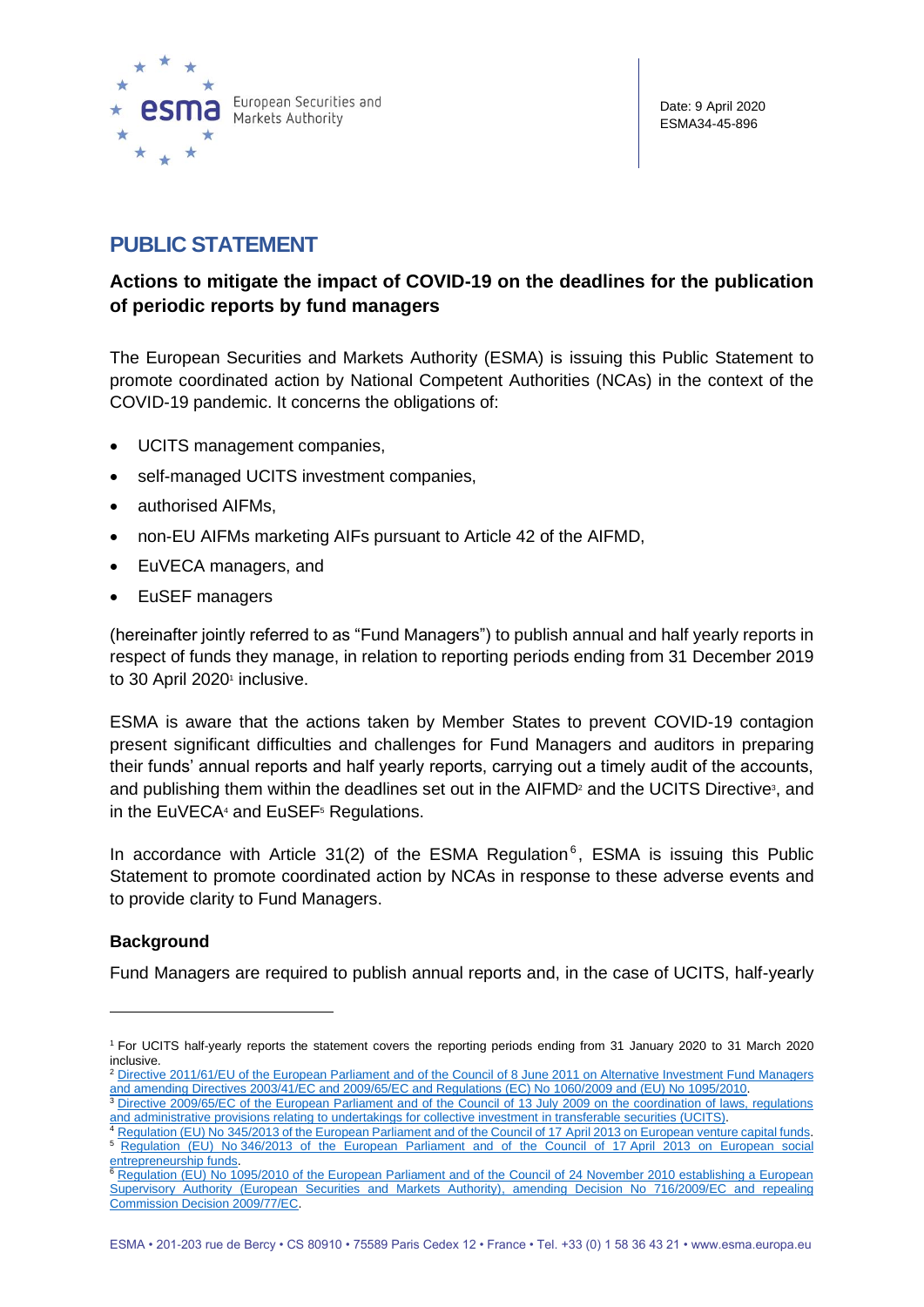Date: 9 April 2020
ESMA34-45-896

# PUBLIC STATEMENT

## Actions to mitigate the impact of COVID-19 on the deadlines for the publication of periodic reports by fund managers

The European Securities and Markets Authority (ESMA) is issuing this Public Statement to promote coordinated action by National Competent Authorities (NCAs) in the context of the COVID-19 pandemic. It concerns the obligations of:

- UCITS management companies,
- self-managed UCITS investment companies,
- authorised AIFMs,
- non-EU AIFMs marketing AIFs pursuant to Article 42 of the AIFMD,
- EuVECA managers, and
- EuSEF managers

(hereinafter jointly referred to as "Fund Managers") to publish annual and half yearly reports in respect of funds they manage, in relation to reporting periods ending from 31 December 2019 to 30 April 2020[1] inclusive.

ESMA is aware that the actions taken by Member States to prevent COVID-19 contagion present significant difficulties and challenges for Fund Managers and auditors in preparing their funds' annual reports and half yearly reports, carrying out a timely audit of the accounts, and publishing them within the deadlines set out in the AIFMD[2] and the UCITS Directive[3], and in the EuVECA[4] and EuSEF[5] Regulations.

In accordance with Article 31(2) of the ESMA Regulation[6], ESMA is issuing this Public Statement to promote coordinated action by NCAs in response to these adverse events and to provide clarity to Fund Managers.

### Background

Fund Managers are required to publish annual reports and, in the case of UCITS, half-yearly

---

[1] For UCITS half-yearly reports the statement covers the reporting periods ending from 31 January 2020 to 31 March 2020 inclusive.

[2] Directive 2011/61/EU of the European Parliament and of the Council of 8 June 2011 on Alternative Investment Fund Managers and amending Directives 2003/41/EC and 2009/65/EC and Regulations (EC) No 1060/2009 and (EU) No 1095/2010.

[3] Directive 2009/65/EC of the European Parliament and of the Council of 13 July 2009 on the coordination of laws, regulations and administrative provisions relating to undertakings for collective investment in transferable securities (UCITS).

[4] Regulation (EU) No 345/2013 of the European Parliament and of the Council of 17 April 2013 on European venture capital funds.

[5] Regulation (EU) No 346/2013 of the European Parliament and of the Council of 17 April 2013 on European social entrepreneurship funds.

[6] Regulation (EU) No 1095/2010 of the European Parliament and of the Council of 24 November 2010 establishing a European Supervisory Authority (European Securities and Markets Authority), amending Decision No 716/2009/EC and repealing Commission Decision 2009/77/EC.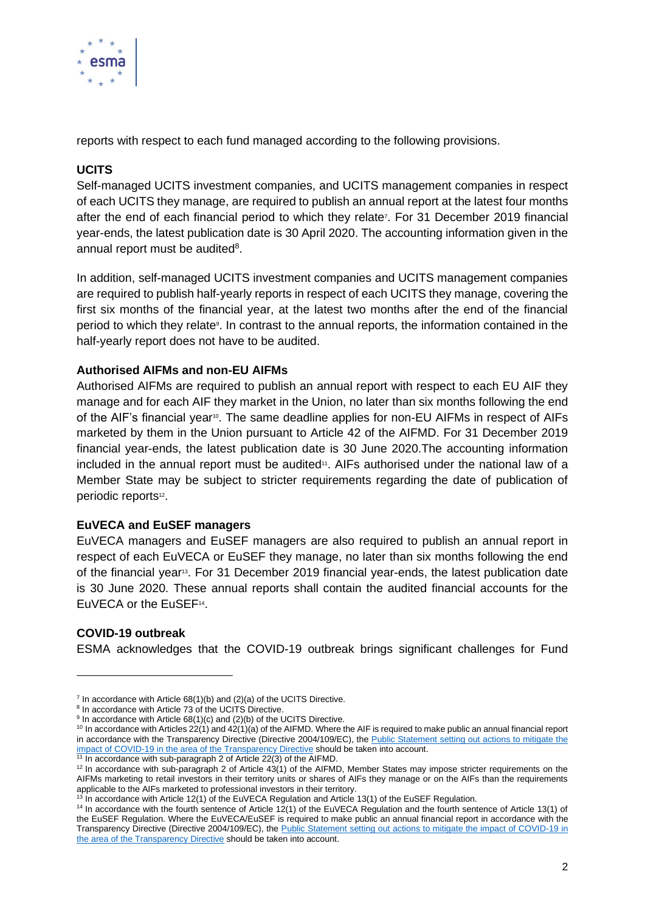reports with respect to each fund managed according to the following provisions.

**UCITS**

Self-managed UCITS investment companies, and UCITS management companies in respect of each UCITS they manage, are required to publish an annual report at the latest four months after the end of each financial period to which they relate[7]. For 31 December 2019 financial year-ends, the latest publication date is 30 April 2020. The accounting information given in the annual report must be audited[8].

In addition, self-managed UCITS investment companies and UCITS management companies are required to publish half-yearly reports in respect of each UCITS they manage, covering the first six months of the financial year, at the latest two months after the end of the financial period to which they relate[9]. In contrast to the annual reports, the information contained in the half-yearly report does not have to be audited.

**Authorised AIFMs and non-EU AIFMs**

Authorised AIFMs are required to publish an annual report with respect to each EU AIF they manage and for each AIF they market in the Union, no later than six months following the end of the AIF's financial year[10]. The same deadline applies for non-EU AIFMs in respect of AIFs marketed by them in the Union pursuant to Article 42 of the AIFMD. For 31 December 2019 financial year-ends, the latest publication date is 30 June 2020.The accounting information included in the annual report must be audited[11]. AIFs authorised under the national law of a Member State may be subject to stricter requirements regarding the date of publication of periodic reports[12].

**EuVECA and EuSEF managers**

EuVECA managers and EuSEF managers are also required to publish an annual report in respect of each EuVECA or EuSEF they manage, no later than six months following the end of the financial year[13]. For 31 December 2019 financial year-ends, the latest publication date is 30 June 2020. These annual reports shall contain the audited financial accounts for the EuVECA or the EuSEF[14].

**COVID-19 outbreak**

ESMA acknowledges that the COVID-19 outbreak brings significant challenges for Fund

---

[7] In accordance with Article 68(1)(b) and (2)(a) of the UCITS Directive.

[8] In accordance with Article 73 of the UCITS Directive.

[9] In accordance with Article 68(1)(c) and (2)(b) of the UCITS Directive.

[10] In accordance with Articles 22(1) and 42(1)(a) of the AIFMD. Where the AIF is required to make public an annual financial report in accordance with the Transparency Directive (Directive 2004/109/EC), the [Public Statement setting out actions to mitigate the impact of COVID-19 in the area of the Transparency Directive]() should be taken into account.

[11] In accordance with sub-paragraph 2 of Article 22(3) of the AIFMD.

[12] In accordance with sub-paragraph 2 of Article 43(1) of the AIFMD, Member States may impose stricter requirements on the AIFMs marketing to retail investors in their territory units or shares of AIFs they manage or on the AIFs than the requirements applicable to the AIFs marketed to professional investors in their territory.

[13] In accordance with Article 12(1) of the EuVECA Regulation and Article 13(1) of the EuSEF Regulation.

[14] In accordance with the fourth sentence of Article 12(1) of the EuVECA Regulation and the fourth sentence of Article 13(1) of the EuSEF Regulation. Where the EuVECA/EuSEF is required to make public an annual financial report in accordance with the Transparency Directive (Directive 2004/109/EC), the [Public Statement setting out actions to mitigate the impact of COVID-19 in the area of the Transparency Directive]() should be taken into account.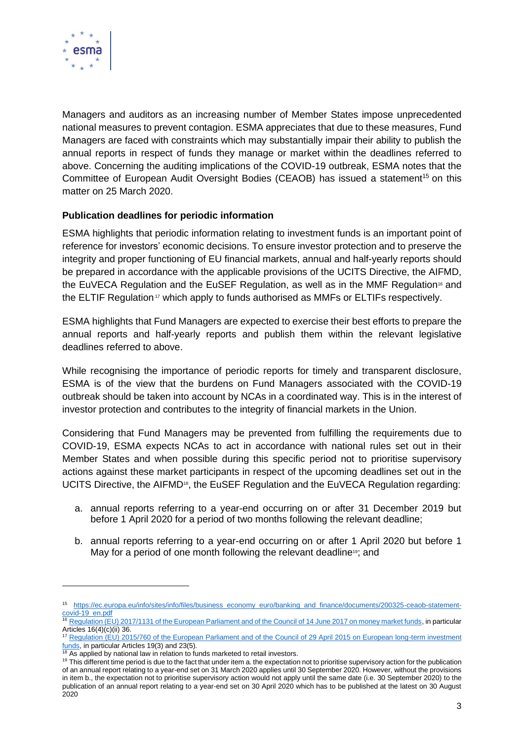Managers and auditors as an increasing number of Member States impose unprecedented national measures to prevent contagion. ESMA appreciates that due to these measures, Fund Managers are faced with constraints which may substantially impair their ability to publish the annual reports in respect of funds they manage or market within the deadlines referred to above. Concerning the auditing implications of the COVID-19 outbreak, ESMA notes that the Committee of European Audit Oversight Bodies (CEAOB) has issued a statement[15] on this matter on 25 March 2020.

**Publication deadlines for periodic information**

ESMA highlights that periodic information relating to investment funds is an important point of reference for investors' economic decisions. To ensure investor protection and to preserve the integrity and proper functioning of EU financial markets, annual and half-yearly reports should be prepared in accordance with the applicable provisions of the UCITS Directive, the AIFMD, the EuVECA Regulation and the EuSEF Regulation, as well as in the MMF Regulation[16] and the ELTIF Regulation[17] which apply to funds authorised as MMFs or ELTIFs respectively.

ESMA highlights that Fund Managers are expected to exercise their best efforts to prepare the annual reports and half-yearly reports and publish them within the relevant legislative deadlines referred to above.

While recognising the importance of periodic reports for timely and transparent disclosure, ESMA is of the view that the burdens on Fund Managers associated with the COVID-19 outbreak should be taken into account by NCAs in a coordinated way. This is in the interest of investor protection and contributes to the integrity of financial markets in the Union.

Considering that Fund Managers may be prevented from fulfilling the requirements due to COVID-19, ESMA expects NCAs to act in accordance with national rules set out in their Member States and when possible during this specific period not to prioritise supervisory actions against these market participants in respect of the upcoming deadlines set out in the UCITS Directive, the AIFMD[18], the EuSEF Regulation and the EuVECA Regulation regarding:

a. annual reports referring to a year-end occurring on or after 31 December 2019 but before 1 April 2020 for a period of two months following the relevant deadline;

b. annual reports referring to a year-end occurring on or after 1 April 2020 but before 1 May for a period of one month following the relevant deadline[19]; and

---

[15] https://ec.europa.eu/info/sites/info/files/business_economy_euro/banking_and_finance/documents/200325-ceaob-statement-covid-19_en.pdf

[16] Regulation (EU) 2017/1131 of the European Parliament and of the Council of 14 June 2017 on money market funds, in particular Articles 16(4)(c)(ii) 36.

[17] Regulation (EU) 2015/760 of the European Parliament and of the Council of 29 April 2015 on European long-term investment funds, in particular Articles 19(3) and 23(5).

[18] As applied by national law in relation to funds marketed to retail investors.

[19] This different time period is due to the fact that under item a. the expectation not to prioritise supervisory action for the publication of an annual report relating to a year-end set on 31 March 2020 applies until 30 September 2020. However, without the provisions in item b., the expectation not to prioritise supervisory action would not apply until the same date (i.e. 30 September 2020) to the publication of an annual report relating to a year-end set on 30 April 2020 which has to be published at the latest on 30 August 2020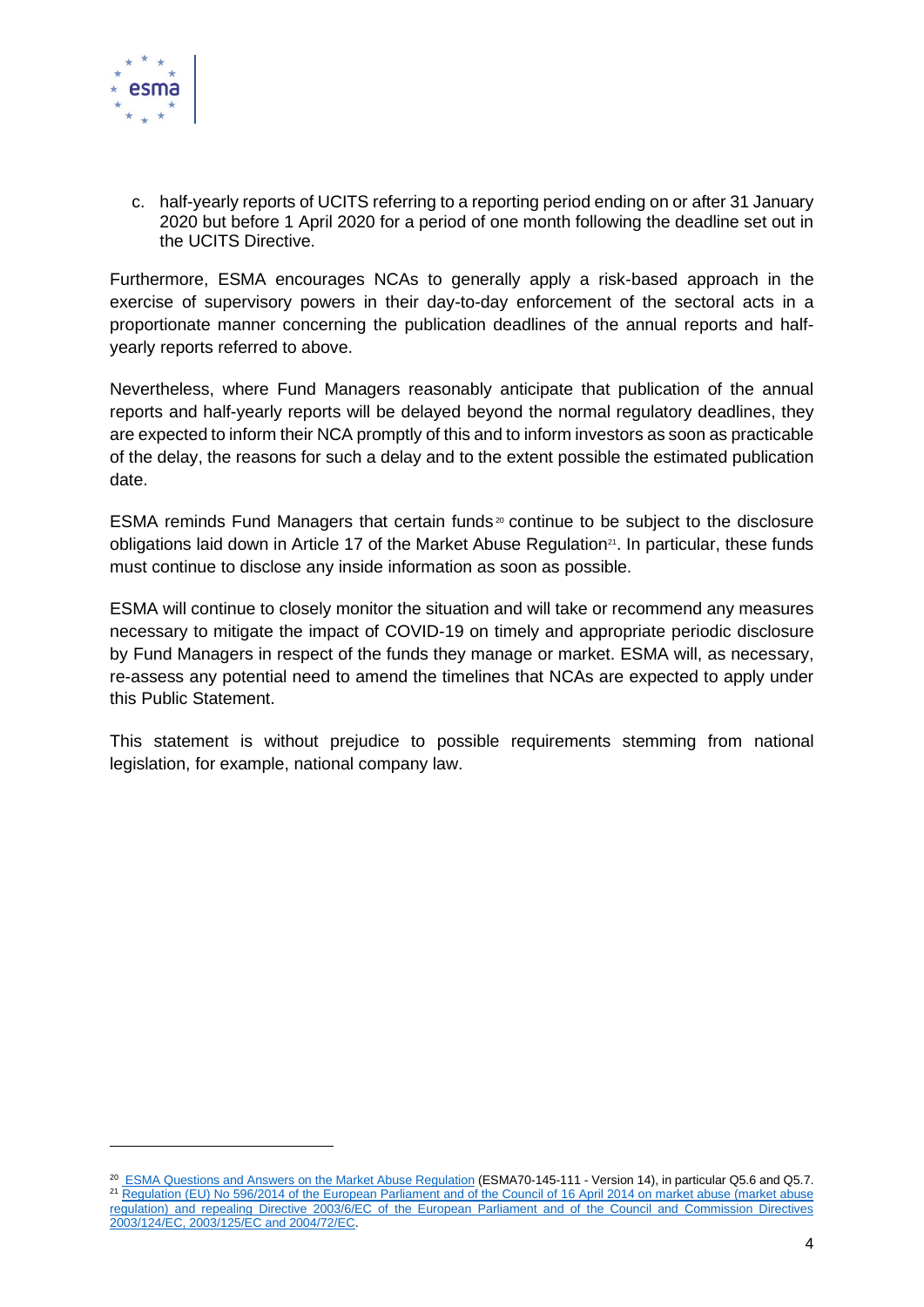c. half-yearly reports of UCITS referring to a reporting period ending on or after 31 January 2020 but before 1 April 2020 for a period of one month following the deadline set out in the UCITS Directive.

Furthermore, ESMA encourages NCAs to generally apply a risk-based approach in the exercise of supervisory powers in their day-to-day enforcement of the sectoral acts in a proportionate manner concerning the publication deadlines of the annual reports and half-yearly reports referred to above.

Nevertheless, where Fund Managers reasonably anticipate that publication of the annual reports and half-yearly reports will be delayed beyond the normal regulatory deadlines, they are expected to inform their NCA promptly of this and to inform investors as soon as practicable of the delay, the reasons for such a delay and to the extent possible the estimated publication date.

ESMA reminds Fund Managers that certain funds[20] continue to be subject to the disclosure obligations laid down in Article 17 of the Market Abuse Regulation[21]. In particular, these funds must continue to disclose any inside information as soon as possible.

ESMA will continue to closely monitor the situation and will take or recommend any measures necessary to mitigate the impact of COVID-19 on timely and appropriate periodic disclosure by Fund Managers in respect of the funds they manage or market. ESMA will, as necessary, re-assess any potential need to amend the timelines that NCAs are expected to apply under this Public Statement.

This statement is without prejudice to possible requirements stemming from national legislation, for example, national company law.

---

[20] ESMA Questions and Answers on the Market Abuse Regulation (ESMA70-145-111 - Version 14), in particular Q5.6 and Q5.7.

[21] Regulation (EU) No 596/2014 of the European Parliament and of the Council of 16 April 2014 on market abuse (market abuse regulation) and repealing Directive 2003/6/EC of the European Parliament and of the Council and Commission Directives 2003/124/EC, 2003/125/EC and 2004/72/EC.